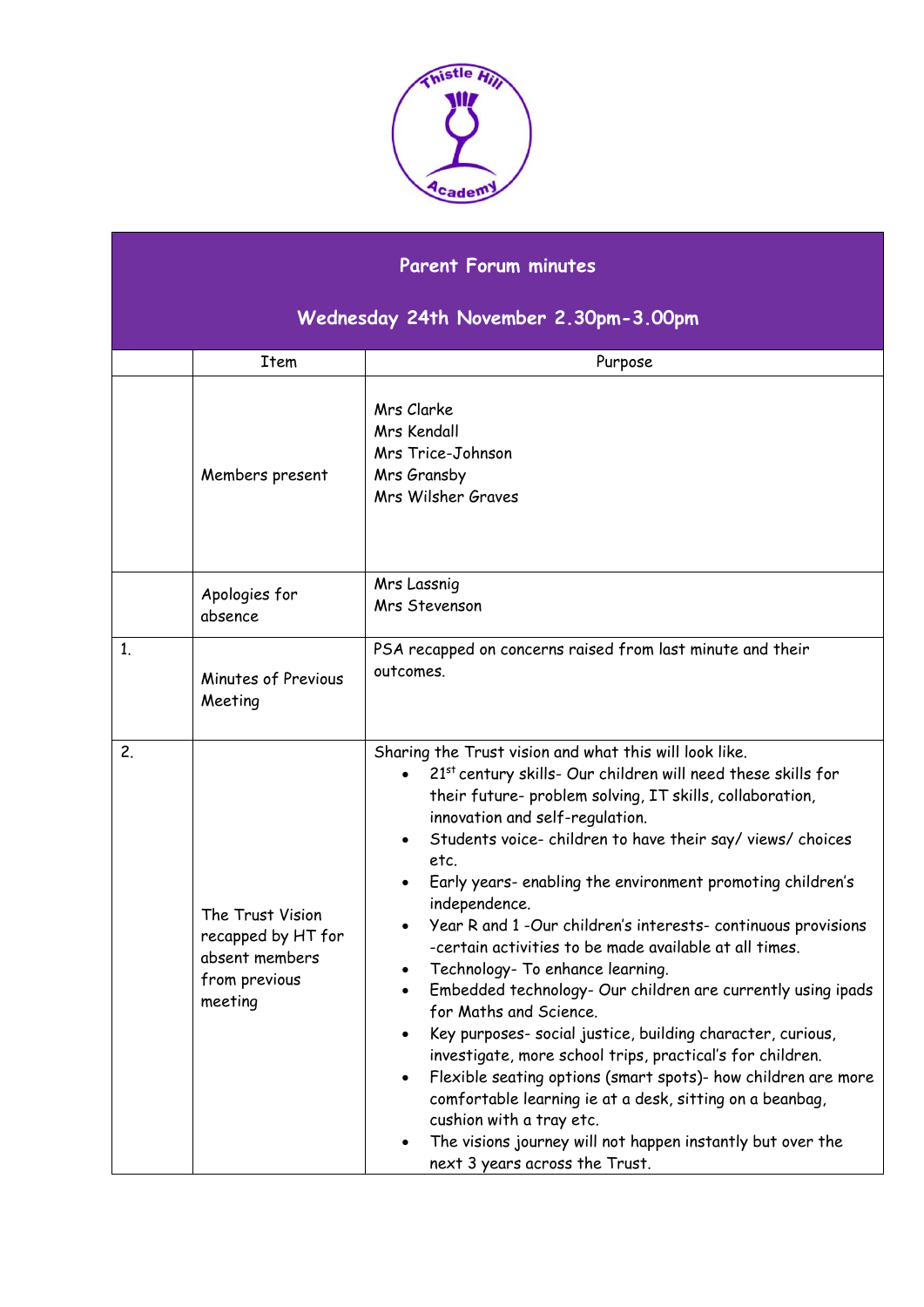# Parent Forum minutes

## Wednesday 24th November 2.30pm-3.00pm

| | Item | Purpose |
|---|---|---|
| | Members present | Mrs Clarke<br>Mrs Kendall<br>Mrs Trice-Johnson<br>Mrs Gransby<br>Mrs Wilsher Graves |
| | Apologies for absence | Mrs Lassnig<br>Mrs Stevenson |
| 1. | Minutes of Previous Meeting | PSA recapped on concerns raised from last minute and their outcomes. |
| 2. | The Trust Vision recapped by HT for absent members from previous meeting | Sharing the Trust vision and what this will look like.<br>• 21st century skills- Our children will need these skills for their future- problem solving, IT skills, collaboration, innovation and self-regulation.<br>• Students voice- children to have their say/ views/ choices etc.<br>• Early years- enabling the environment promoting children's independence.<br>• Year R and 1 -Our children's interests- continuous provisions -certain activities to be made available at all times.<br>• Technology- To enhance learning.<br>• Embedded technology- Our children are currently using ipads for Maths and Science.<br>• Key purposes- social justice, building character, curious, investigate, more school trips, practical's for children.<br>• Flexible seating options (smart spots)- how children are more comfortable learning ie at a desk, sitting on a beanbag, cushion with a tray etc.<br>• The visions journey will not happen instantly but over the next 3 years across the Trust. |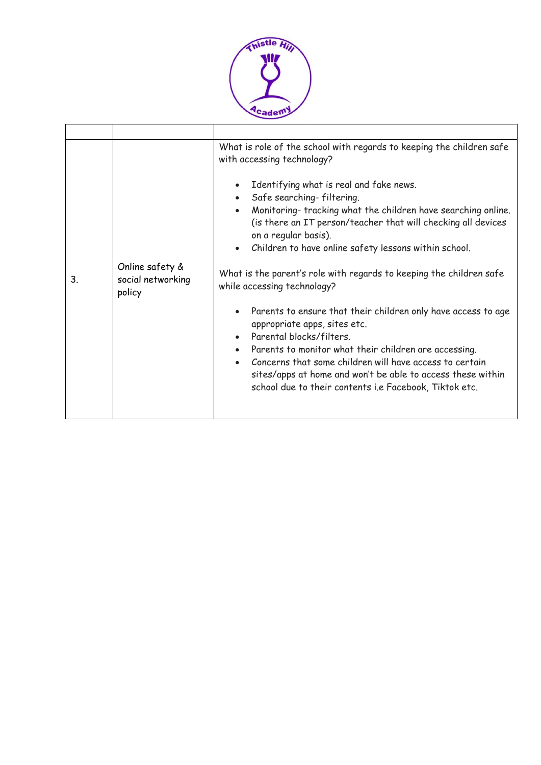| | | |
|---|---|---|
| 3. | Online safety & social networking policy | What is role of the school with regards to keeping the children safe with accessing technology?<br><br>• Identifying what is real and fake news.<br>• Safe searching- filtering.<br>• Monitoring- tracking what the children have searching online. (is there an IT person/teacher that will checking all devices on a regular basis).<br>• Children to have online safety lessons within school.<br><br>What is the parent's role with regards to keeping the children safe while accessing technology?<br><br>• Parents to ensure that their children only have access to age appropriate apps, sites etc.<br>• Parental blocks/filters.<br>• Parents to monitor what their children are accessing.<br>• Concerns that some children will have access to certain sites/apps at home and won't be able to access these within school due to their contents i.e Facebook, Tiktok etc. |